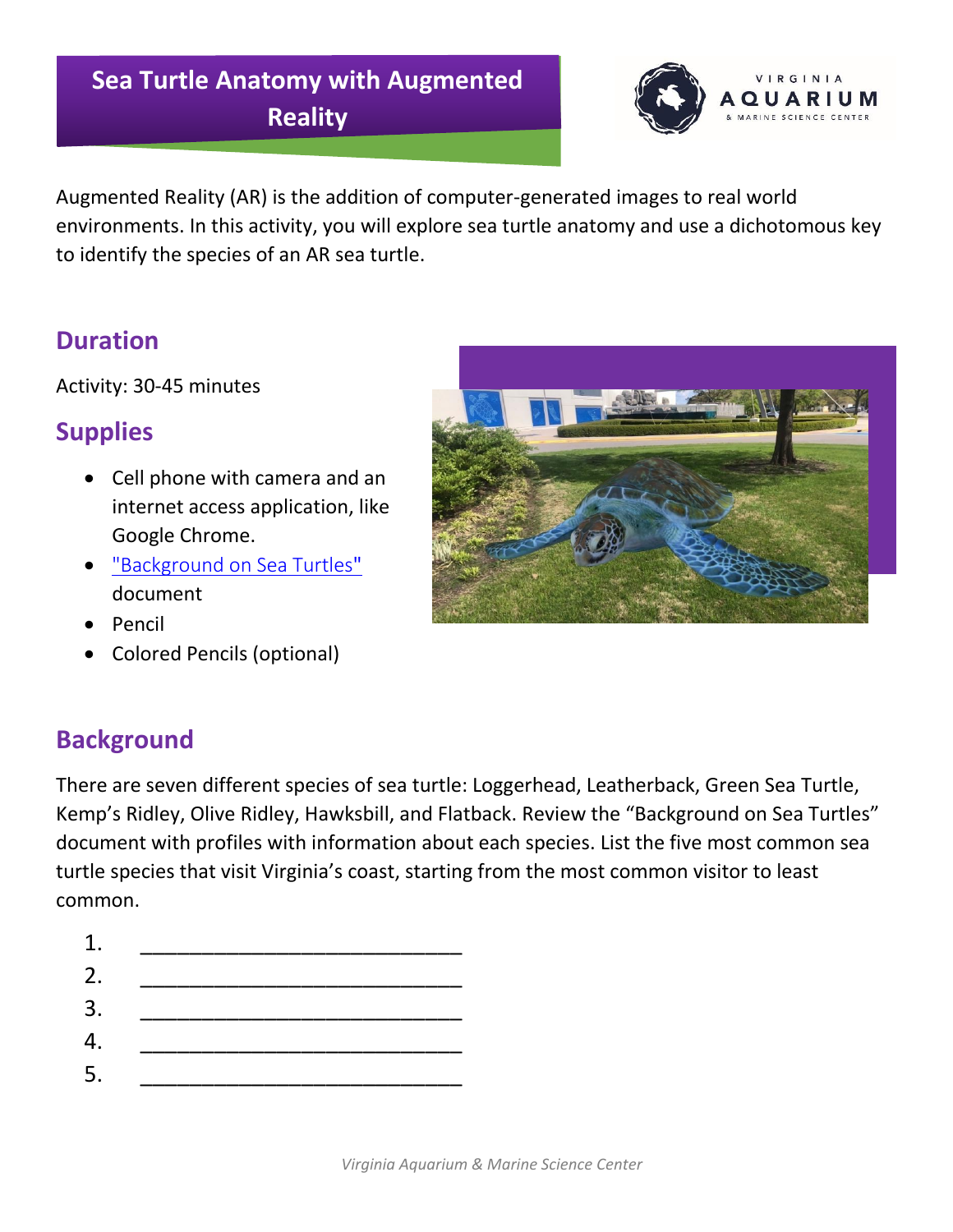# Sea Turtle Anatomy with Augmented Reality

Augmented Reality (AR) is the addition of computer-generated images to real world environments. In this activity, you will explore sea turtle anatomy and use a dichotomous key to identify the species of an AR sea turtle.

## Duration

Activity: 30-45 minutes

## Supplies

- Cell phone with camera and an internet access application, like Google Chrome.
- "Background on Sea Turtles" document
- Pencil
- Colored Pencils (optional)

## Background

There are seven different species of sea turtle: Loggerhead, Leatherback, Green Sea Turtle, Kemp's Ridley, Olive Ridley, Hawksbill, and Flatback. Review the "Background on Sea Turtles" document with profiles with information about each species. List the five most common sea turtle species that visit Virginia's coast, starting from the most common visitor to least common.

1. ___________________________
2. ___________________________
3. ___________________________
4. ___________________________
5. ___________________________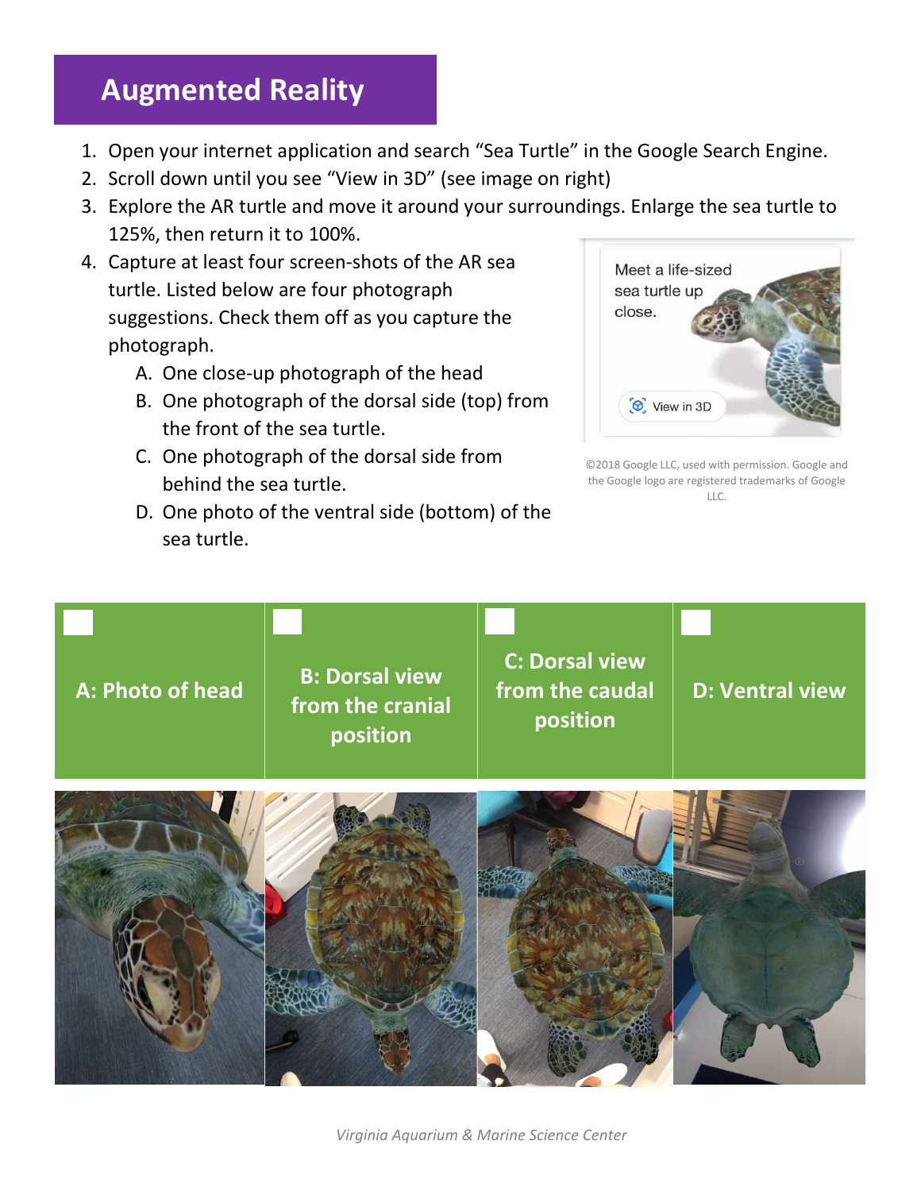# Augmented Reality

1. Open your internet application and search "Sea Turtle" in the Google Search Engine.
2. Scroll down until you see "View in 3D" (see image on right)
3. Explore the AR turtle and move it around your surroundings. Enlarge the sea turtle to 125%, then return it to 100%.
4. Capture at least four screen-shots of the AR sea turtle. Listed below are four photograph suggestions. Check them off as you capture the photograph.
   A. One close-up photograph of the head
   B. One photograph of the dorsal side (top) from the front of the sea turtle.
   C. One photograph of the dorsal side from behind the sea turtle.
   D. One photo of the ventral side (bottom) of the sea turtle.

Meet a life-sized sea turtle up close.

View in 3D

©2018 Google LLC, used with permission. Google and the Google logo are registered trademarks of Google LLC.

| ☐ A: Photo of head | ☐ B: Dorsal view from the cranial position | ☐ C: Dorsal view from the caudal position | ☐ D: Ventral view |
| --- | --- | --- | --- |
| | | | |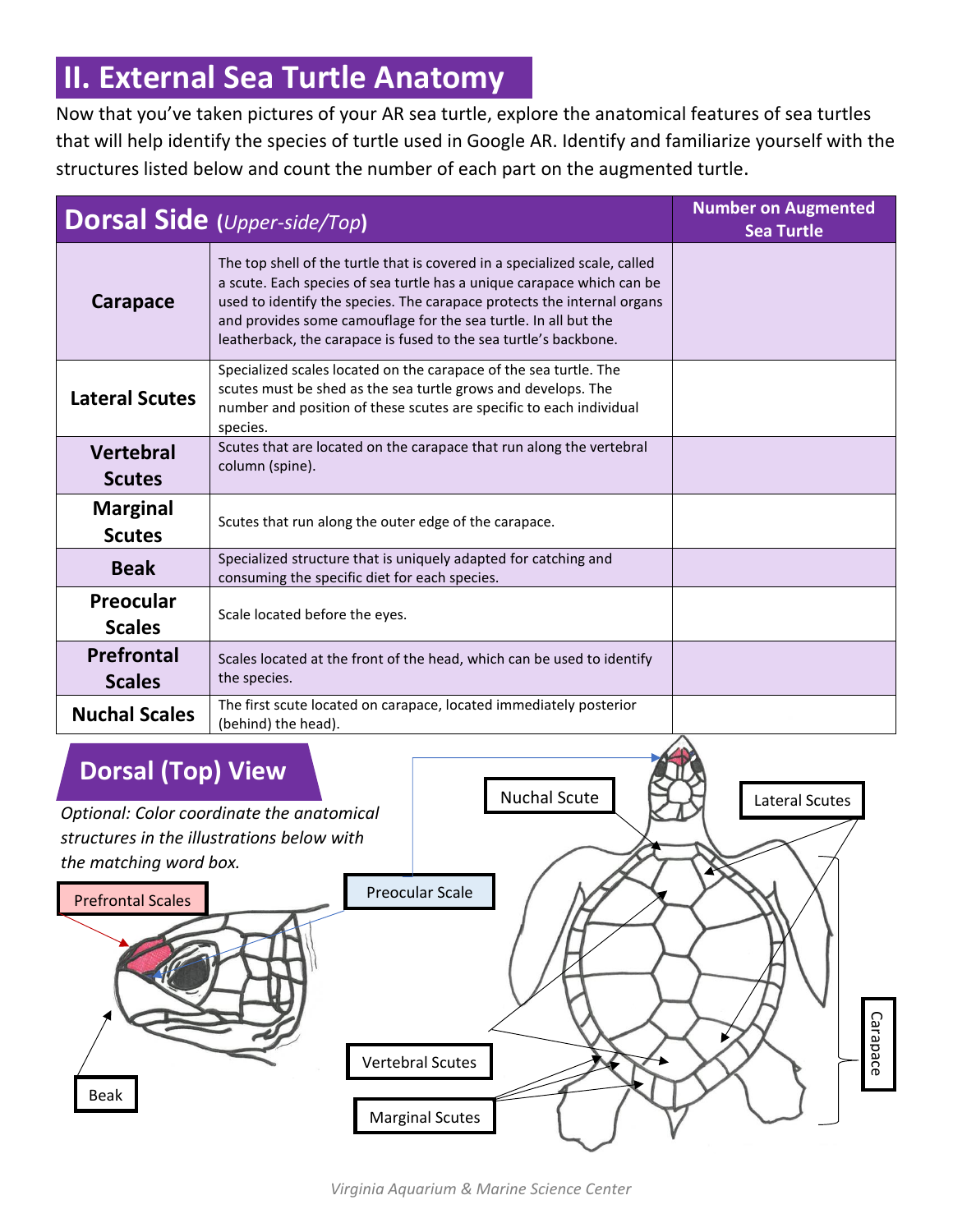## II. External Sea Turtle Anatomy

Now that you've taken pictures of your AR sea turtle, explore the anatomical features of sea turtles that will help identify the species of turtle used in Google AR. Identify and familiarize yourself with the structures listed below and count the number of each part on the augmented turtle.

| **Dorsal Side** *(Upper-side/Top)* | | **Number on Augmented Sea Turtle** |
|---|---|---|
| **Carapace** | The top shell of the turtle that is covered in a specialized scale, called a scute. Each species of sea turtle has a unique carapace which can be used to identify the species. The carapace protects the internal organs and provides some camouflage for the sea turtle. In all but the leatherback, the carapace is fused to the sea turtle's backbone. | |
| **Lateral Scutes** | Specialized scales located on the carapace of the sea turtle. The scutes must be shed as the sea turtle grows and develops. The number and position of these scutes are specific to each individual species. | |
| **Vertebral Scutes** | Scutes that are located on the carapace that run along the vertebral column (spine). | |
| **Marginal Scutes** | Scutes that run along the outer edge of the carapace. | |
| **Beak** | Specialized structure that is uniquely adapted for catching and consuming the specific diet for each species. | |
| **Preocular Scales** | Scale located before the eyes. | |
| **Prefrontal Scales** | Scales located at the front of the head, which can be used to identify the species. | |
| **Nuchal Scales** | The first scute located on carapace, located immediately posterior (behind) the head). | |

### Dorsal (Top) View

*Optional: Color coordinate the anatomical structures in the illustrations below with the matching word box.*

Prefrontal Scales

Preocular Scale

Beak

Nuchal Scute

Lateral Scutes

Vertebral Scutes

Marginal Scutes

Carapace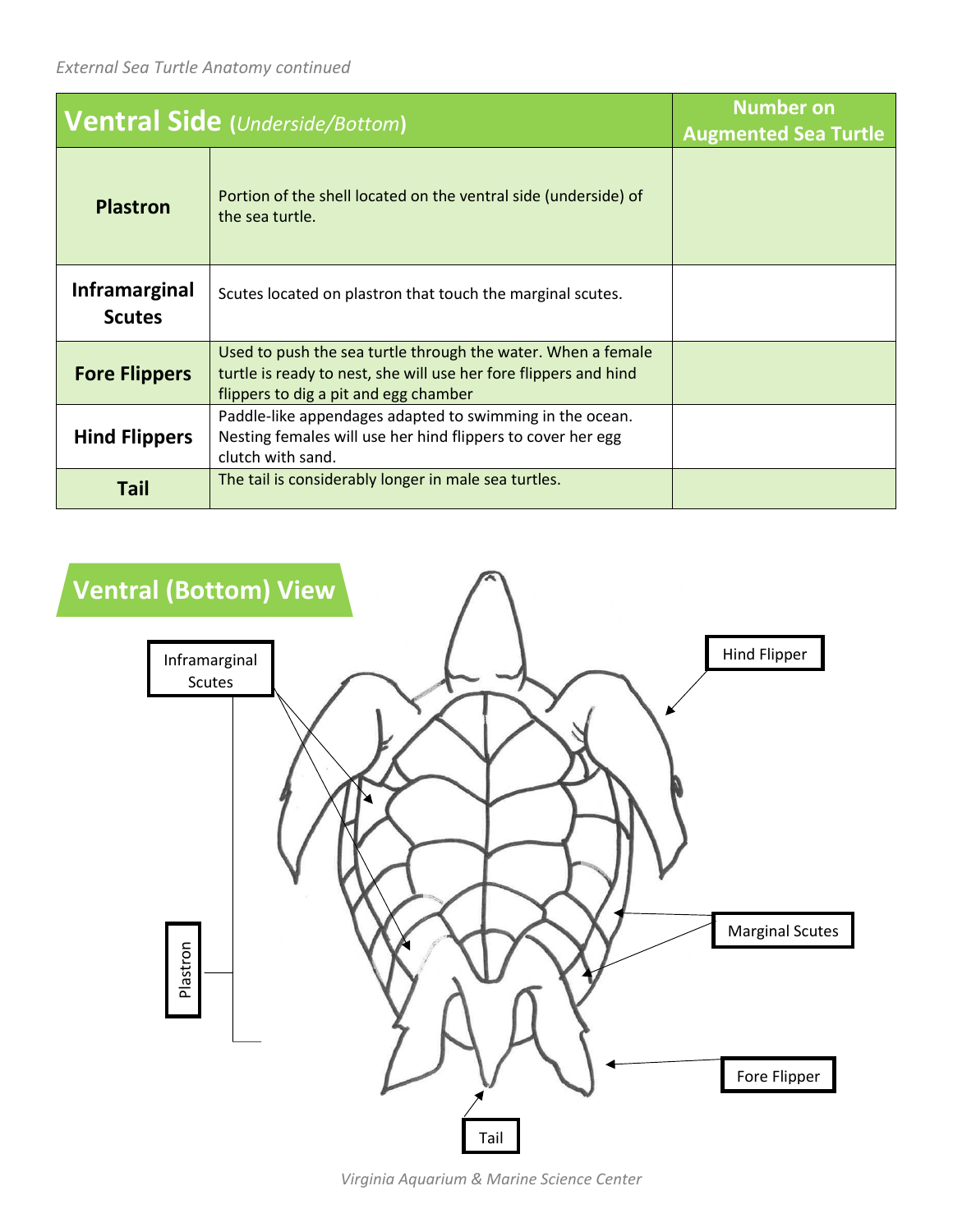*External Sea Turtle Anatomy continued*

| **Ventral Side** (*Underside/Bottom*) | | **Number on Augmented Sea Turtle** |
|---|---|---|
| **Plastron** | Portion of the shell located on the ventral side (underside) of the sea turtle. | |
| **Inframarginal Scutes** | Scutes located on plastron that touch the marginal scutes. | |
| **Fore Flippers** | Used to push the sea turtle through the water. When a female turtle is ready to nest, she will use her fore flippers and hind flippers to dig a pit and egg chamber | |
| **Hind Flippers** | Paddle-like appendages adapted to swimming in the ocean. Nesting females will use her hind flippers to cover her egg clutch with sand. | |
| **Tail** | The tail is considerably longer in male sea turtles. | |

## Ventral (Bottom) View

Inframarginal Scutes

Hind Flipper

Plastron

Marginal Scutes

Fore Flipper

Tail

*Virginia Aquarium & Marine Science Center*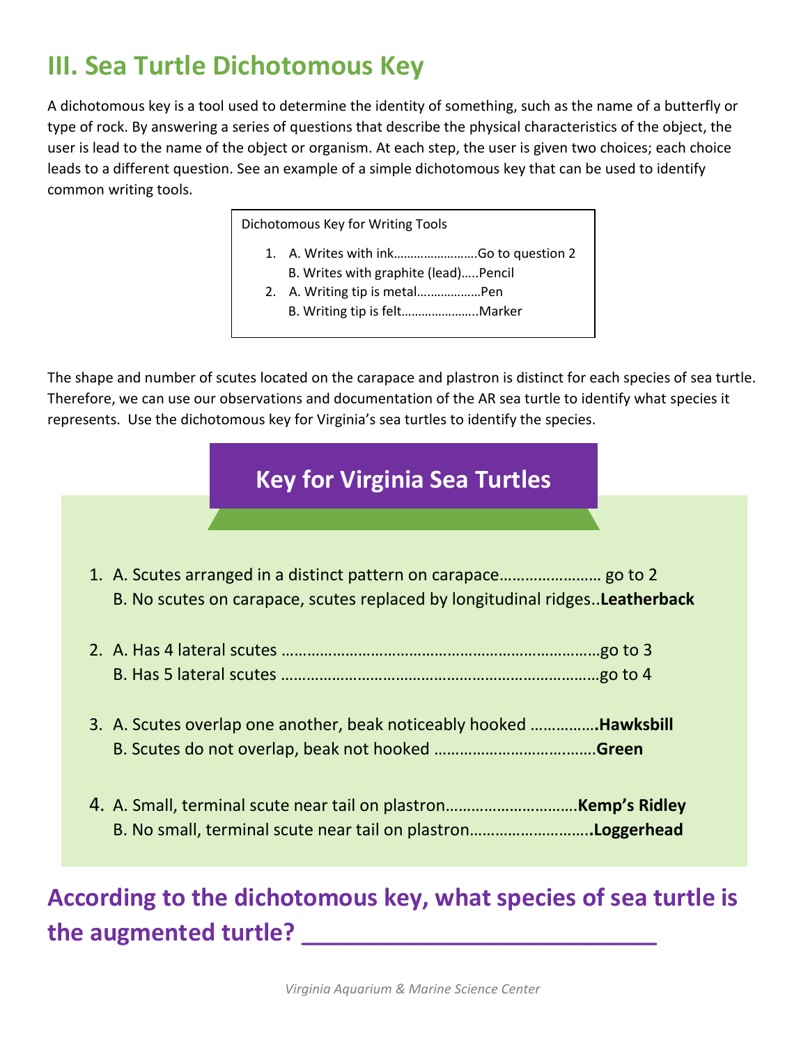## III. Sea Turtle Dichotomous Key

A dichotomous key is a tool used to determine the identity of something, such as the name of a butterfly or type of rock. By answering a series of questions that describe the physical characteristics of the object, the user is lead to the name of the object or organism. At each step, the user is given two choices; each choice leads to a different question. See an example of a simple dichotomous key that can be used to identify common writing tools.

Dichotomous Key for Writing Tools

1. A. Writes with ink……………………Go to question 2
   B. Writes with graphite (lead)…..Pencil
2. A. Writing tip is metal………………Pen
   B. Writing tip is felt…………………..Marker

The shape and number of scutes located on the carapace and plastron is distinct for each species of sea turtle. Therefore, we can use our observations and documentation of the AR sea turtle to identify what species it represents. Use the dichotomous key for Virginia's sea turtles to identify the species.

### Key for Virginia Sea Turtles

1. A. Scutes arranged in a distinct pattern on carapace…………………… go to 2
   B. No scutes on carapace, scutes replaced by longitudinal ridges..**Leatherback**

2. A. Has 4 lateral scutes ………………………………………………………………go to 3
   B. Has 5 lateral scutes ………………………………………………………………go to 4

3. A. Scutes overlap one another, beak noticeably hooked ……………**Hawksbill**
   B. Scutes do not overlap, beak not hooked ………………………………**Green**

4. A. Small, terminal scute near tail on plastron…………………………**Kemp's Ridley**
   B. No small, terminal scute near tail on plastron………………………**Loggerhead**

**According to the dichotomous key, what species of sea turtle is the augmented turtle? \_\_\_\_\_\_\_\_\_\_\_\_\_\_\_\_\_\_\_\_\_\_\_\_\_\_\_\_**

*Virginia Aquarium & Marine Science Center*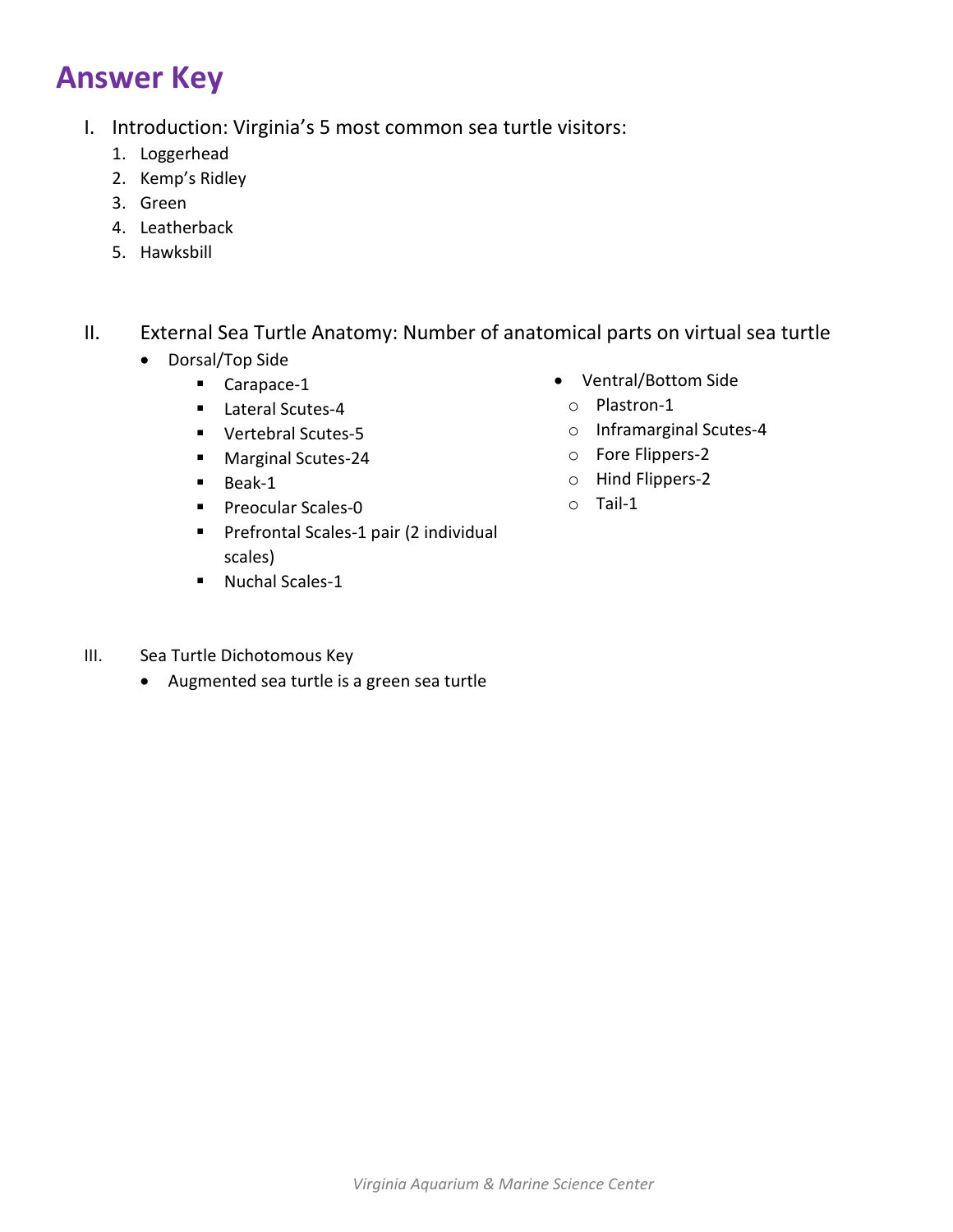# Answer Key

I. Introduction: Virginia's 5 most common sea turtle visitors:
   1. Loggerhead
   2. Kemp's Ridley
   3. Green
   4. Leatherback
   5. Hawksbill

II. External Sea Turtle Anatomy: Number of anatomical parts on virtual sea turtle
   - Dorsal/Top Side
     - Carapace-1
     - Lateral Scutes-4
     - Vertebral Scutes-5
     - Marginal Scutes-24
     - Beak-1
     - Preocular Scales-0
     - Prefrontal Scales-1 pair (2 individual scales)
     - Nuchal Scales-1
   - Ventral/Bottom Side
     - Plastron-1
     - Inframarginal Scutes-4
     - Fore Flippers-2
     - Hind Flippers-2
     - Tail-1

III. Sea Turtle Dichotomous Key
   - Augmented sea turtle is a green sea turtle